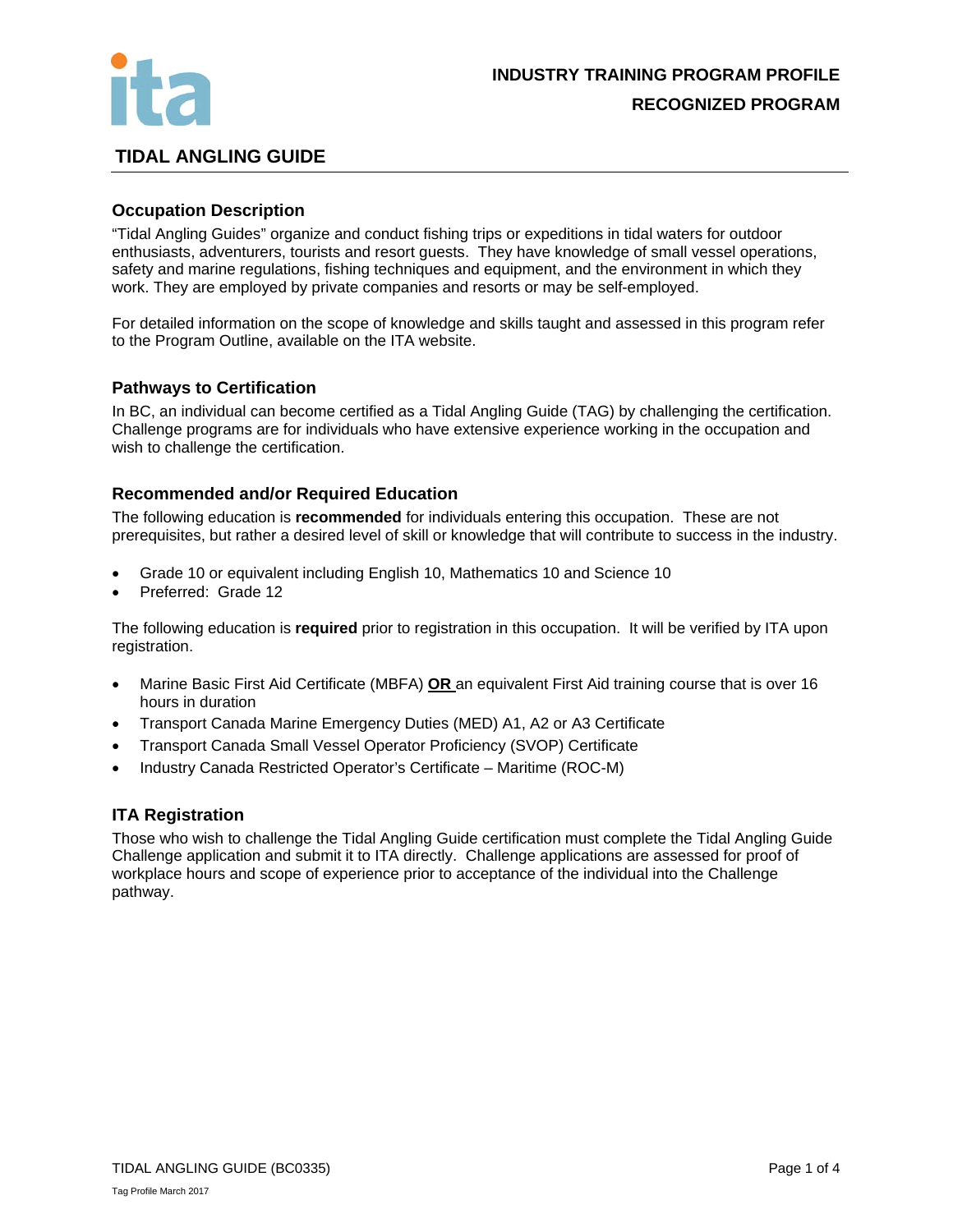**INDUSTRY TRAINING PROGRAM PROFILE**

**RECOGNIZED PROGRAM**

# TIDAL ANGLING GUIDE

## Occupation Description

"Tidal Angling Guides" organize and conduct fishing trips or expeditions in tidal waters for outdoor enthusiasts, adventurers, tourists and resort guests. They have knowledge of small vessel operations, safety and marine regulations, fishing techniques and equipment, and the environment in which they work. They are employed by private companies and resorts or may be self-employed.

For detailed information on the scope of knowledge and skills taught and assessed in this program refer to the Program Outline, available on the ITA website.

## Pathways to Certification

In BC, an individual can become certified as a Tidal Angling Guide (TAG) by challenging the certification. Challenge programs are for individuals who have extensive experience working in the occupation and wish to challenge the certification.

## Recommended and/or Required Education

The following education is **recommended** for individuals entering this occupation. These are not prerequisites, but rather a desired level of skill or knowledge that will contribute to success in the industry.

- Grade 10 or equivalent including English 10, Mathematics 10 and Science 10
- Preferred: Grade 12

The following education is **required** prior to registration in this occupation. It will be verified by ITA upon registration.

- Marine Basic First Aid Certificate (MBFA) **OR** an equivalent First Aid training course that is over 16 hours in duration
- Transport Canada Marine Emergency Duties (MED) A1, A2 or A3 Certificate
- Transport Canada Small Vessel Operator Proficiency (SVOP) Certificate
- Industry Canada Restricted Operator's Certificate – Maritime (ROC-M)

## ITA Registration

Those who wish to challenge the Tidal Angling Guide certification must complete the Tidal Angling Guide Challenge application and submit it to ITA directly. Challenge applications are assessed for proof of workplace hours and scope of experience prior to acceptance of the individual into the Challenge pathway.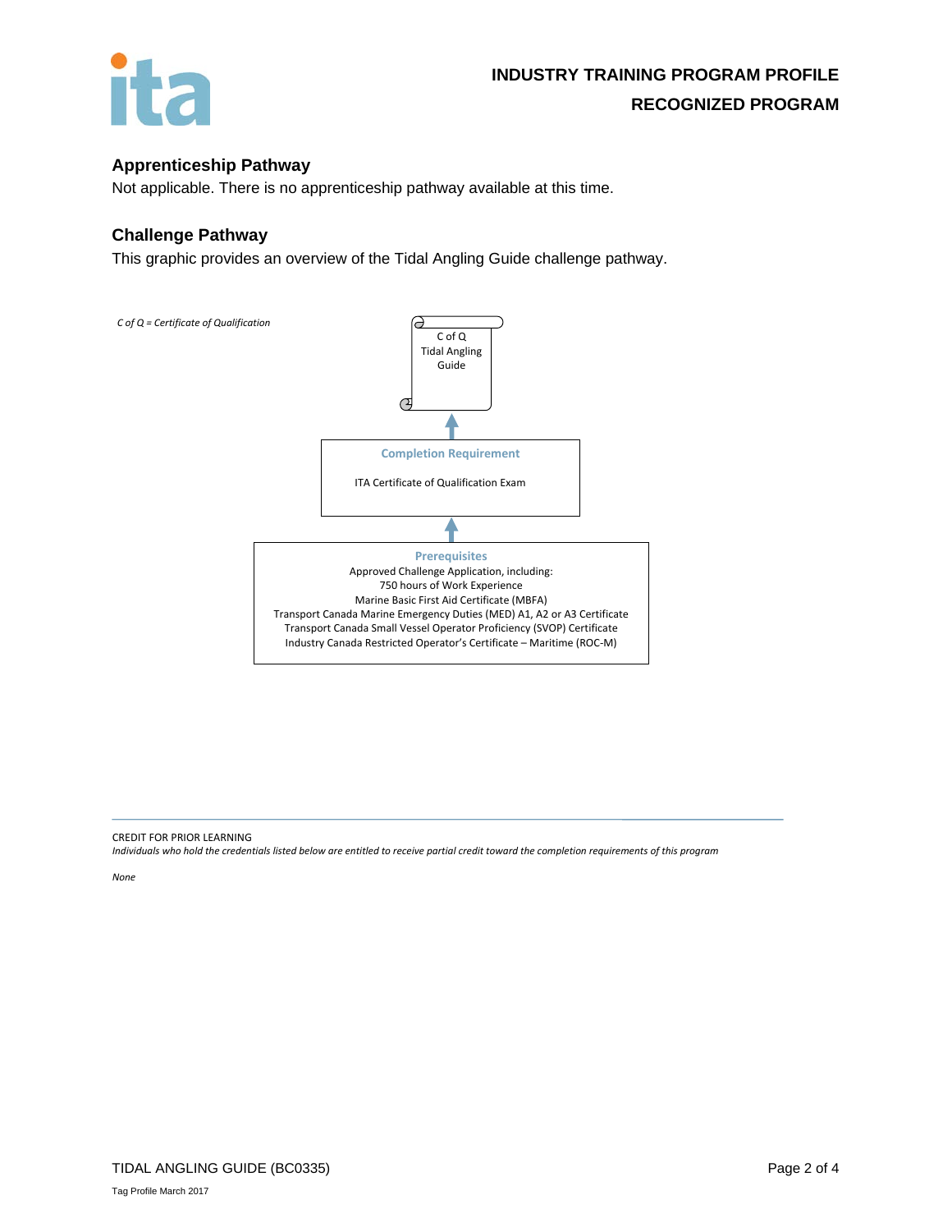## Apprenticeship Pathway

Not applicable. There is no apprenticeship pathway available at this time.

## Challenge Pathway

This graphic provides an overview of the Tidal Angling Guide challenge pathway.

*C of Q = Certificate of Qualification*

C of Q
Tidal Angling Guide

↑

**Completion Requirement**

ITA Certificate of Qualification Exam

↑

**Prerequisites**

Approved Challenge Application, including:
750 hours of Work Experience
Marine Basic First Aid Certificate (MBFA)
Transport Canada Marine Emergency Duties (MED) A1, A2 or A3 Certificate
Transport Canada Small Vessel Operator Proficiency (SVOP) Certificate
Industry Canada Restricted Operator's Certificate – Maritime (ROC-M)

---

CREDIT FOR PRIOR LEARNING

*Individuals who hold the credentials listed below are entitled to receive partial credit toward the completion requirements of this program*

*None*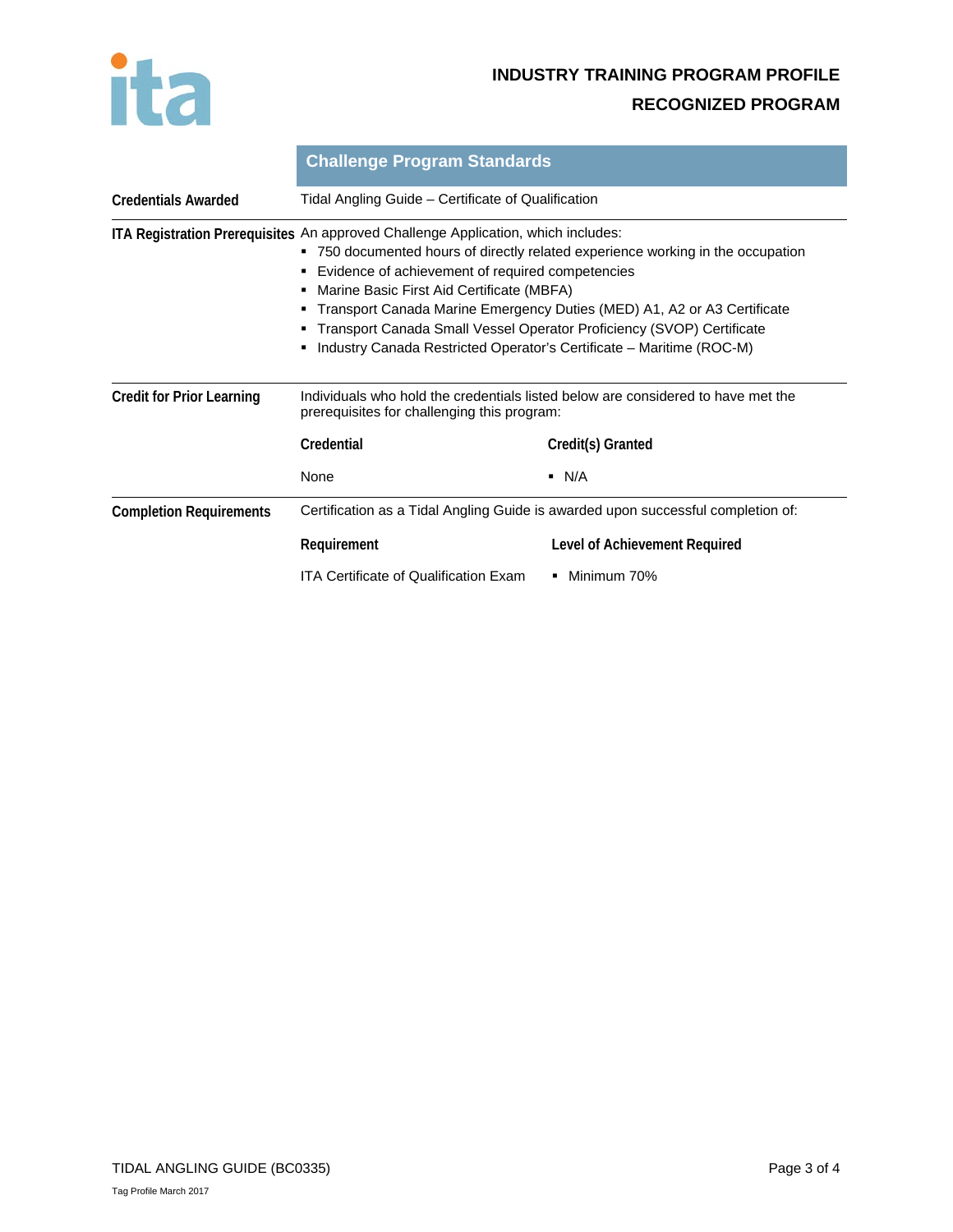**INDUSTRY TRAINING PROGRAM PROFILE**

**RECOGNIZED PROGRAM**

## Challenge Program Standards

**Credentials Awarded**

Tidal Angling Guide – Certificate of Qualification

**ITA Registration Prerequisites**

An approved Challenge Application, which includes:

- 750 documented hours of directly related experience working in the occupation
- Evidence of achievement of required competencies
- Marine Basic First Aid Certificate (MBFA)
- Transport Canada Marine Emergency Duties (MED) A1, A2 or A3 Certificate
- Transport Canada Small Vessel Operator Proficiency (SVOP) Certificate
- Industry Canada Restricted Operator's Certificate – Maritime (ROC-M)

**Credit for Prior Learning**

Individuals who hold the credentials listed below are considered to have met the prerequisites for challenging this program:

| Credential | Credit(s) Granted |
|---|---|
| None | ▪ N/A |

**Completion Requirements**

Certification as a Tidal Angling Guide is awarded upon successful completion of:

| Requirement | Level of Achievement Required |
|---|---|
| ITA Certificate of Qualification Exam | ▪ Minimum 70% |

TIDAL ANGLING GUIDE (BC0335)

Tag Profile March 2017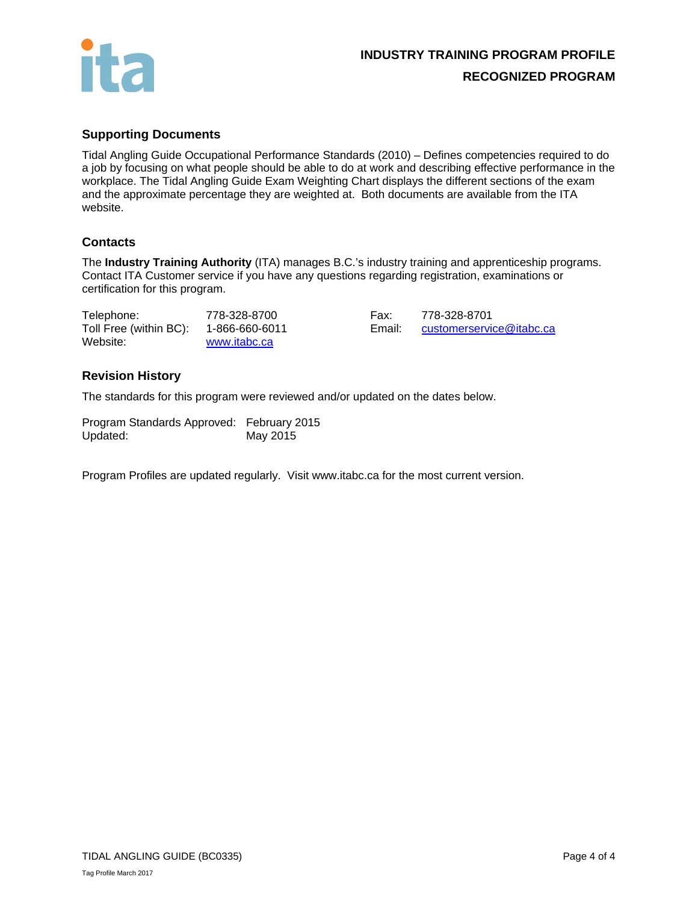## Supporting Documents

Tidal Angling Guide Occupational Performance Standards (2010) – Defines competencies required to do a job by focusing on what people should be able to do at work and describing effective performance in the workplace. The Tidal Angling Guide Exam Weighting Chart displays the different sections of the exam and the approximate percentage they are weighted at. Both documents are available from the ITA website.

## Contacts

The **Industry Training Authority** (ITA) manages B.C.'s industry training and apprenticeship programs. Contact ITA Customer service if you have any questions regarding registration, examinations or certification for this program.

| | | | |
|---|---|---|---|
| Telephone: | 778-328-8700 | Fax: | 778-328-8701 |
| Toll Free (within BC): | 1-866-660-6011 | Email: | customerservice@itabc.ca |
| Website: | www.itabc.ca | | |

## Revision History

The standards for this program were reviewed and/or updated on the dates below.

| | |
|---|---|
| Program Standards Approved: | February 2015 |
| Updated: | May 2015 |

Program Profiles are updated regularly. Visit www.itabc.ca for the most current version.